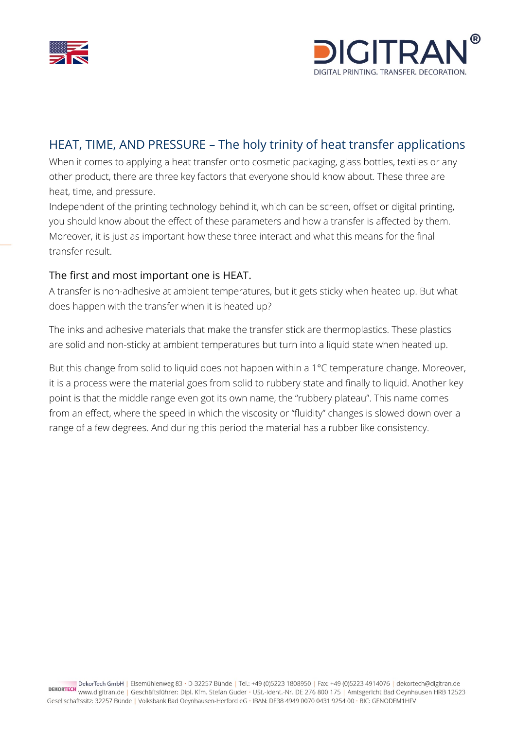## HEAT, TIME, AND PRESSURE – The holy trinity of heat transfer applications

When it comes to applying a heat transfer onto cosmetic packaging, glass bottles, textiles or any other product, there are three key factors that everyone should know about. These three are heat, time, and pressure.

Independent of the printing technology behind it, which can be screen, offset or digital printing, you should know about the effect of these parameters and how a transfer is affected by them. Moreover, it is just as important how these three interact and what this means for the final transfer result.

### The first and most important one is HEAT.

A transfer is non-adhesive at ambient temperatures, but it gets sticky when heated up. But what does happen with the transfer when it is heated up?

The inks and adhesive materials that make the transfer stick are thermoplastics. These plastics are solid and non-sticky at ambient temperatures but turn into a liquid state when heated up.

But this change from solid to liquid does not happen within a 1°C temperature change. Moreover, it is a process were the material goes from solid to rubbery state and finally to liquid. Another key point is that the middle range even got its own name, the “rubbery plateau”. This name comes from an effect, where the speed in which the viscosity or “fluidity” changes is slowed down over a range of a few degrees. And during this period the material has a rubber like consistency.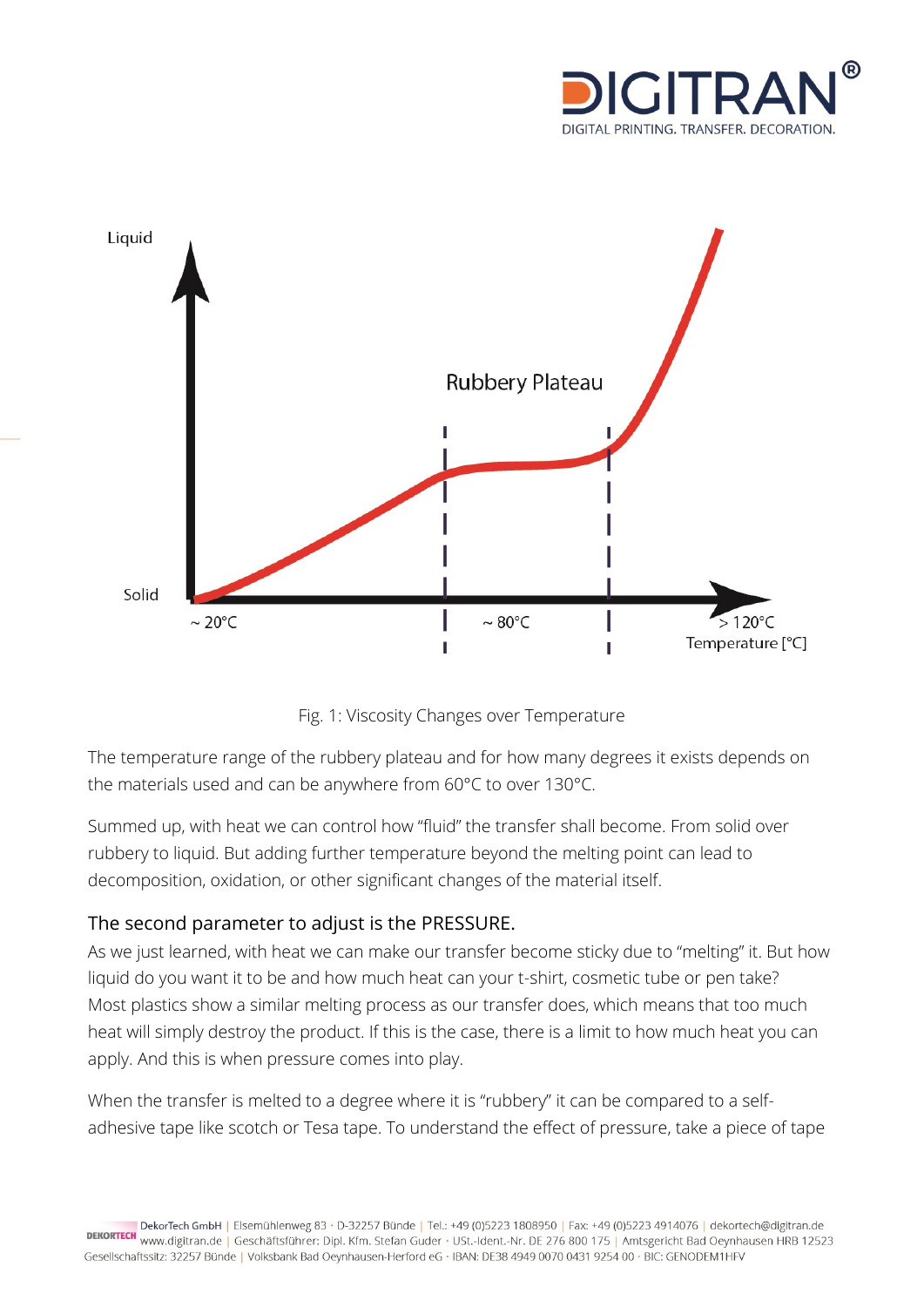Fig. 1: Viscosity Changes over Temperature

The temperature range of the rubbery plateau and for how many degrees it exists depends on the materials used and can be anywhere from 60°C to over 130°C.

Summed up, with heat we can control how "fluid" the transfer shall become. From solid over rubbery to liquid. But adding further temperature beyond the melting point can lead to decomposition, oxidation, or other significant changes of the material itself.

## The second parameter to adjust is the PRESSURE.

As we just learned, with heat we can make our transfer become sticky due to "melting" it. But how liquid do you want it to be and how much heat can your t-shirt, cosmetic tube or pen take? Most plastics show a similar melting process as our transfer does, which means that too much heat will simply destroy the product. If this is the case, there is a limit to how much heat you can apply. And this is when pressure comes into play.

When the transfer is melted to a degree where it is "rubbery" it can be compared to a self-adhesive tape like scotch or Tesa tape. To understand the effect of pressure, take a piece of tape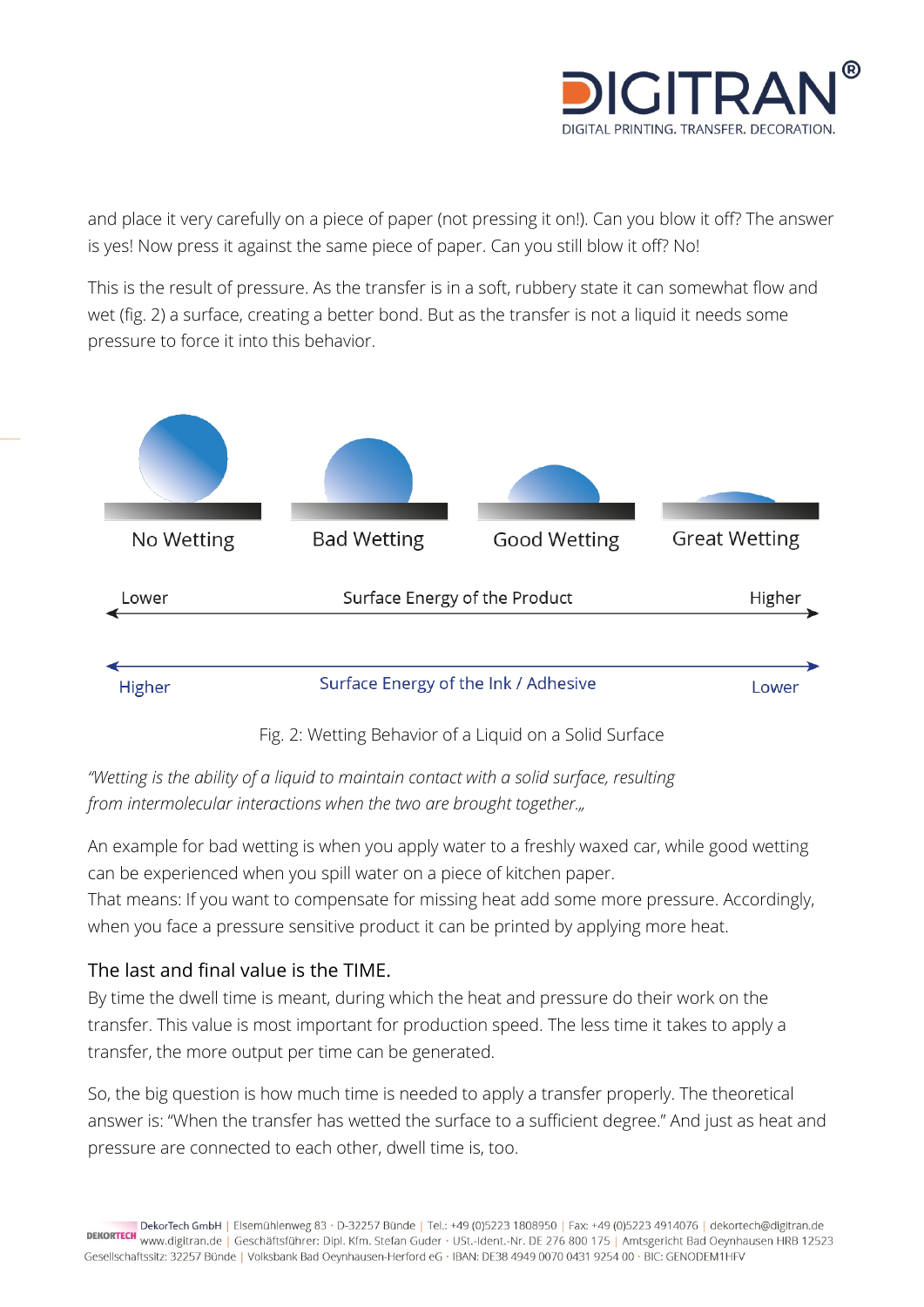and place it very carefully on a piece of paper (not pressing it on!). Can you blow it off? The answer is yes! Now press it against the same piece of paper. Can you still blow it off? No!

This is the result of pressure. As the transfer is in a soft, rubbery state it can somewhat flow and wet (fig. 2) a surface, creating a better bond. But as the transfer is not a liquid it needs some pressure to force it into this behavior.

No Wetting | Bad Wetting | Good Wetting | Great Wetting

Lower — Surface Energy of the Product — Higher

Higher — Surface Energy of the Ink / Adhesive — Lower

Fig. 2: Wetting Behavior of a Liquid on a Solid Surface

*"Wetting is the ability of a liquid to maintain contact with a solid surface, resulting from intermolecular interactions when the two are brought together.„*

An example for bad wetting is when you apply water to a freshly waxed car, while good wetting can be experienced when you spill water on a piece of kitchen paper.
That means: If you want to compensate for missing heat add some more pressure. Accordingly, when you face a pressure sensitive product it can be printed by applying more heat.

### The last and final value is the TIME.

By time the dwell time is meant, during which the heat and pressure do their work on the transfer. This value is most important for production speed. The less time it takes to apply a transfer, the more output per time can be generated.

So, the big question is how much time is needed to apply a transfer properly. The theoretical answer is: "When the transfer has wetted the surface to a sufficient degree." And just as heat and pressure are connected to each other, dwell time is, too.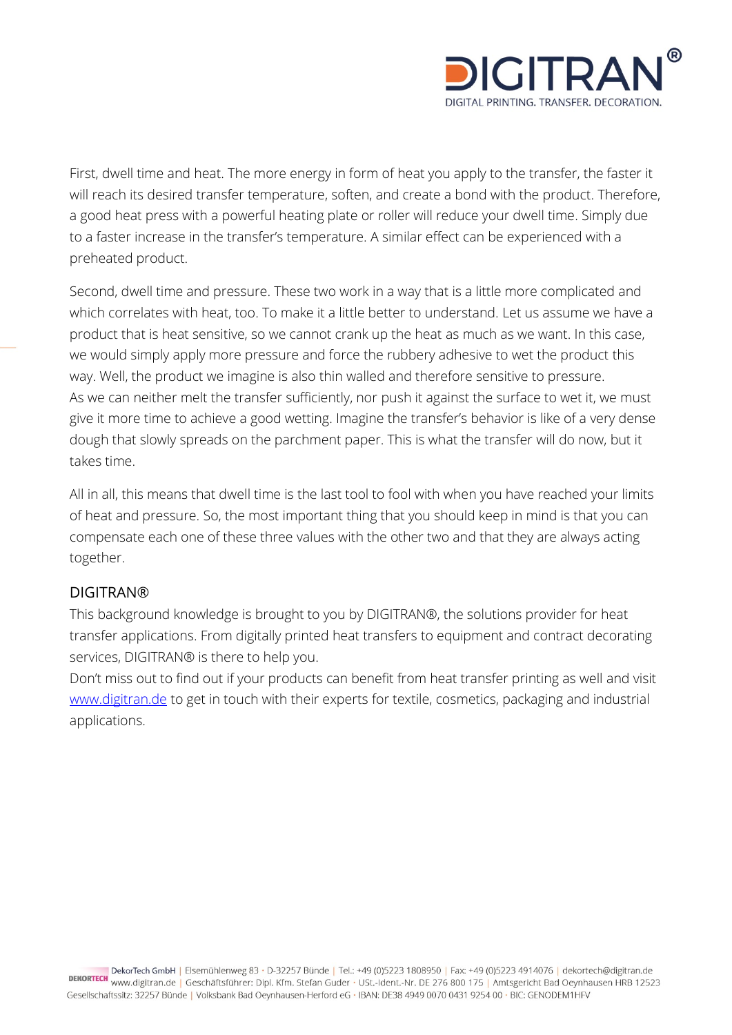First, dwell time and heat. The more energy in form of heat you apply to the transfer, the faster it will reach its desired transfer temperature, soften, and create a bond with the product. Therefore, a good heat press with a powerful heating plate or roller will reduce your dwell time. Simply due to a faster increase in the transfer's temperature. A similar effect can be experienced with a preheated product.

Second, dwell time and pressure. These two work in a way that is a little more complicated and which correlates with heat, too. To make it a little better to understand. Let us assume we have a product that is heat sensitive, so we cannot crank up the heat as much as we want. In this case, we would simply apply more pressure and force the rubbery adhesive to wet the product this way. Well, the product we imagine is also thin walled and therefore sensitive to pressure. As we can neither melt the transfer sufficiently, nor push it against the surface to wet it, we must give it more time to achieve a good wetting. Imagine the transfer's behavior is like of a very dense dough that slowly spreads on the parchment paper. This is what the transfer will do now, but it takes time.

All in all, this means that dwell time is the last tool to fool with when you have reached your limits of heat and pressure. So, the most important thing that you should keep in mind is that you can compensate each one of these three values with the other two and that they are always acting together.

## DIGITRAN®

This background knowledge is brought to you by DIGITRAN®, the solutions provider for heat transfer applications. From digitally printed heat transfers to equipment and contract decorating services, DIGITRAN® is there to help you.
Don't miss out to find out if your products can benefit from heat transfer printing as well and visit [www.digitran.de](http://www.digitran.de) to get in touch with their experts for textile, cosmetics, packaging and industrial applications.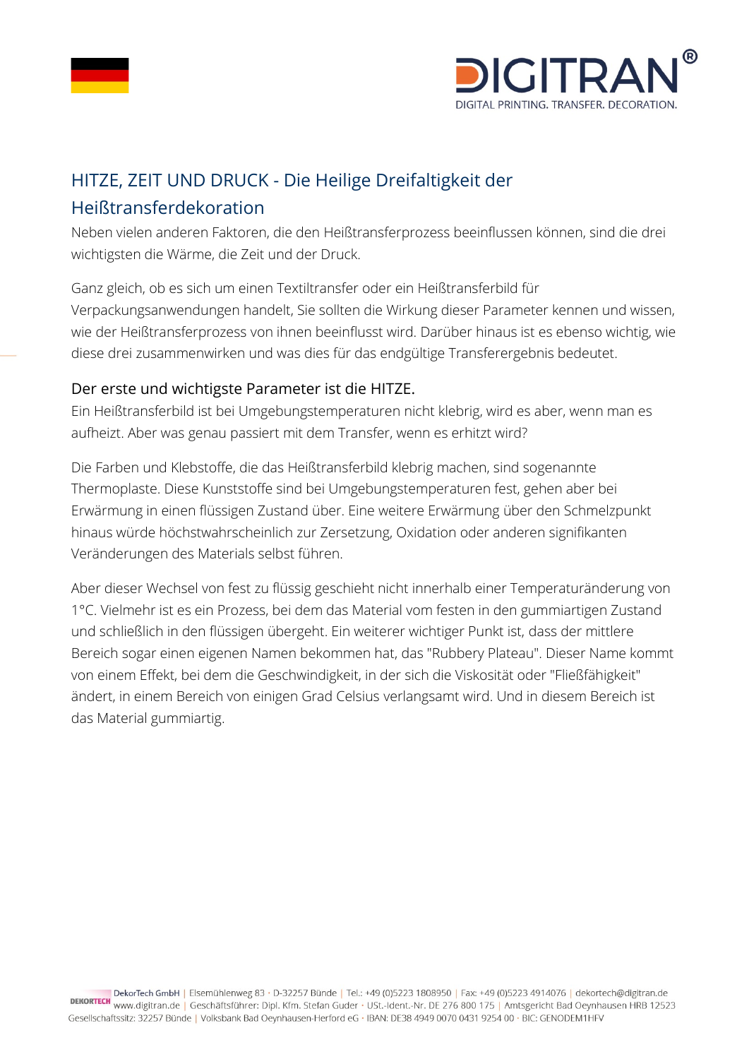## HITZE, ZEIT UND DRUCK - Die Heilige Dreifaltigkeit der Heißtransferdekoration

Neben vielen anderen Faktoren, die den Heißtransferprozess beeinflussen können, sind die drei wichtigsten die Wärme, die Zeit und der Druck.

Ganz gleich, ob es sich um einen Textiltransfer oder ein Heißtransferbild für Verpackungsanwendungen handelt, Sie sollten die Wirkung dieser Parameter kennen und wissen, wie der Heißtransferprozess von ihnen beeinflusst wird. Darüber hinaus ist es ebenso wichtig, wie diese drei zusammenwirken und was dies für das endgültige Transferergebnis bedeutet.

### Der erste und wichtigste Parameter ist die HITZE.

Ein Heißtransferbild ist bei Umgebungstemperaturen nicht klebrig, wird es aber, wenn man es aufheizt. Aber was genau passiert mit dem Transfer, wenn es erhitzt wird?

Die Farben und Klebstoffe, die das Heißtransferbild klebrig machen, sind sogenannte Thermoplaste. Diese Kunststoffe sind bei Umgebungstemperaturen fest, gehen aber bei Erwärmung in einen flüssigen Zustand über. Eine weitere Erwärmung über den Schmelzpunkt hinaus würde höchstwahrscheinlich zur Zersetzung, Oxidation oder anderen signifikanten Veränderungen des Materials selbst führen.

Aber dieser Wechsel von fest zu flüssig geschieht nicht innerhalb einer Temperaturänderung von 1°C. Vielmehr ist es ein Prozess, bei dem das Material vom festen in den gummiartigen Zustand und schließlich in den flüssigen übergeht. Ein weiterer wichtiger Punkt ist, dass der mittlere Bereich sogar einen eigenen Namen bekommen hat, das "Rubbery Plateau". Dieser Name kommt von einem Effekt, bei dem die Geschwindigkeit, in der sich die Viskosität oder "Fließfähigkeit" ändert, in einem Bereich von einigen Grad Celsius verlangsamt wird. Und in diesem Bereich ist das Material gummiartig.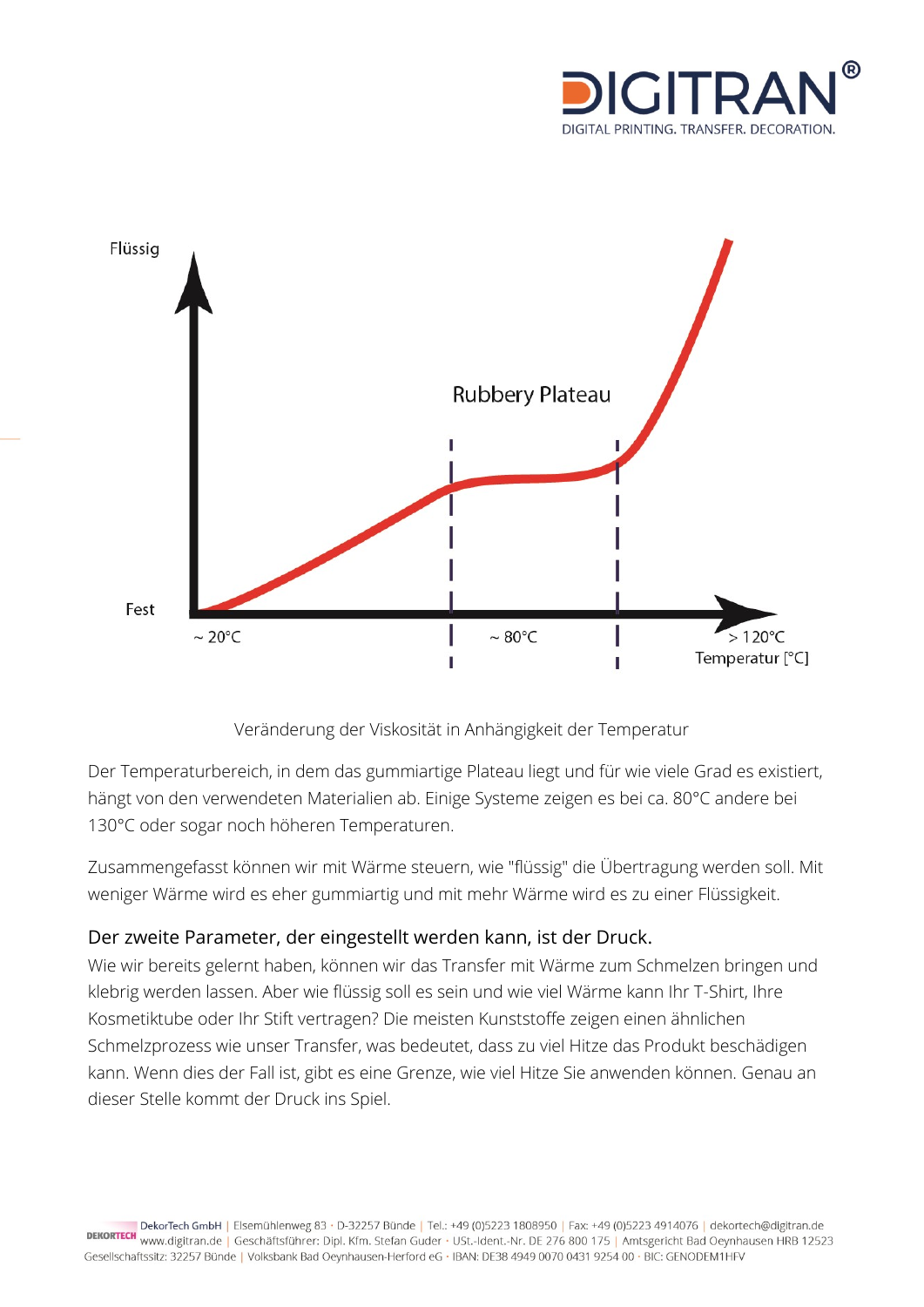Flüssig

Rubbery Plateau

Fest

~ 20°C

~ 80°C

> 120°C

Temperatur [°C]

Veränderung der Viskosität in Anhängigkeit der Temperatur

Der Temperaturbereich, in dem das gummiartige Plateau liegt und für wie viele Grad es existiert, hängt von den verwendeten Materialien ab. Einige Systeme zeigen es bei ca. 80°C andere bei 130°C oder sogar noch höheren Temperaturen.

Zusammengefasst können wir mit Wärme steuern, wie "flüssig" die Übertragung werden soll. Mit weniger Wärme wird es eher gummiartig und mit mehr Wärme wird es zu einer Flüssigkeit.

### Der zweite Parameter, der eingestellt werden kann, ist der Druck.

Wie wir bereits gelernt haben, können wir das Transfer mit Wärme zum Schmelzen bringen und klebrig werden lassen. Aber wie flüssig soll es sein und wie viel Wärme kann Ihr T-Shirt, Ihre Kosmetiktube oder Ihr Stift vertragen? Die meisten Kunststoffe zeigen einen ähnlichen Schmelzprozess wie unser Transfer, was bedeutet, dass zu viel Hitze das Produkt beschädigen kann. Wenn dies der Fall ist, gibt es eine Grenze, wie viel Hitze Sie anwenden können. Genau an dieser Stelle kommt der Druck ins Spiel.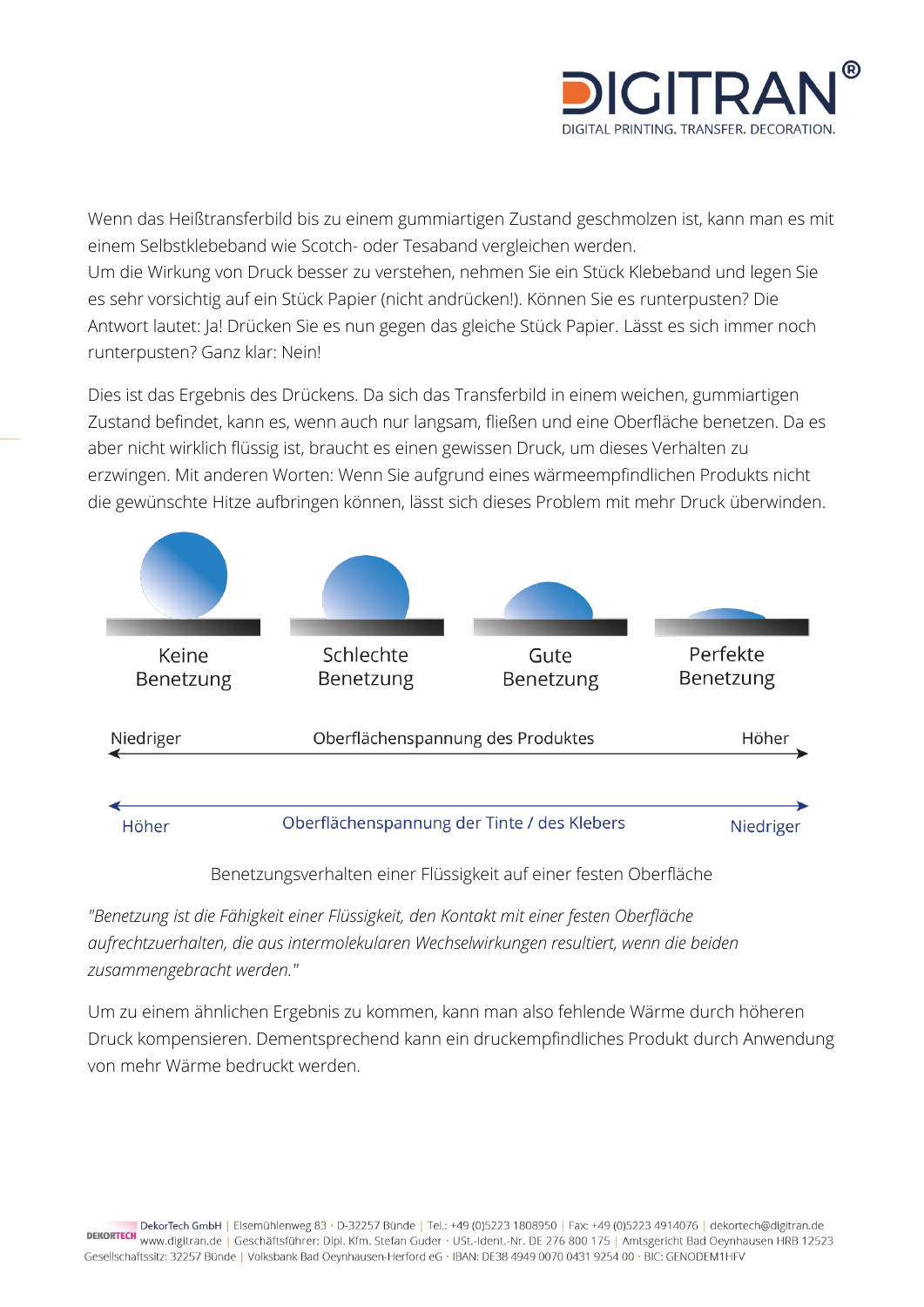Wenn das Heißtransferbild bis zu einem gummiartigen Zustand geschmolzen ist, kann man es mit einem Selbstklebeband wie Scotch- oder Tesaband vergleichen werden.
Um die Wirkung von Druck besser zu verstehen, nehmen Sie ein Stück Klebeband und legen Sie es sehr vorsichtig auf ein Stück Papier (nicht andrücken!). Können Sie es runterpusten? Die Antwort lautet: Ja! Drücken Sie es nun gegen das gleiche Stück Papier. Lässt es sich immer noch runterpusten? Ganz klar: Nein!

Dies ist das Ergebnis des Drückens. Da sich das Transferbild in einem weichen, gummiartigen Zustand befindet, kann es, wenn auch nur langsam, fließen und eine Oberfläche benetzen. Da es aber nicht wirklich flüssig ist, braucht es einen gewissen Druck, um dieses Verhalten zu erzwingen. Mit anderen Worten: Wenn Sie aufgrund eines wärmeempfindlichen Produkts nicht die gewünschte Hitze aufbringen können, lässt sich dieses Problem mit mehr Druck überwinden.

Keine Benetzung | Schlechte Benetzung | Gute Benetzung | Perfekte Benetzung

Niedriger ← Oberflächenspannung des Produktes → Höher

Höher ← Oberflächenspannung der Tinte / des Klebers → Niedriger

Benetzungsverhalten einer Flüssigkeit auf einer festen Oberfläche

*"Benetzung ist die Fähigkeit einer Flüssigkeit, den Kontakt mit einer festen Oberfläche aufrechtzuerhalten, die aus intermolekularen Wechselwirkungen resultiert, wenn die beiden zusammengebracht werden."*

Um zu einem ähnlichen Ergebnis zu kommen, kann man also fehlende Wärme durch höheren Druck kompensieren. Dementsprechend kann ein druckempfindliches Produkt durch Anwendung von mehr Wärme bedruckt werden.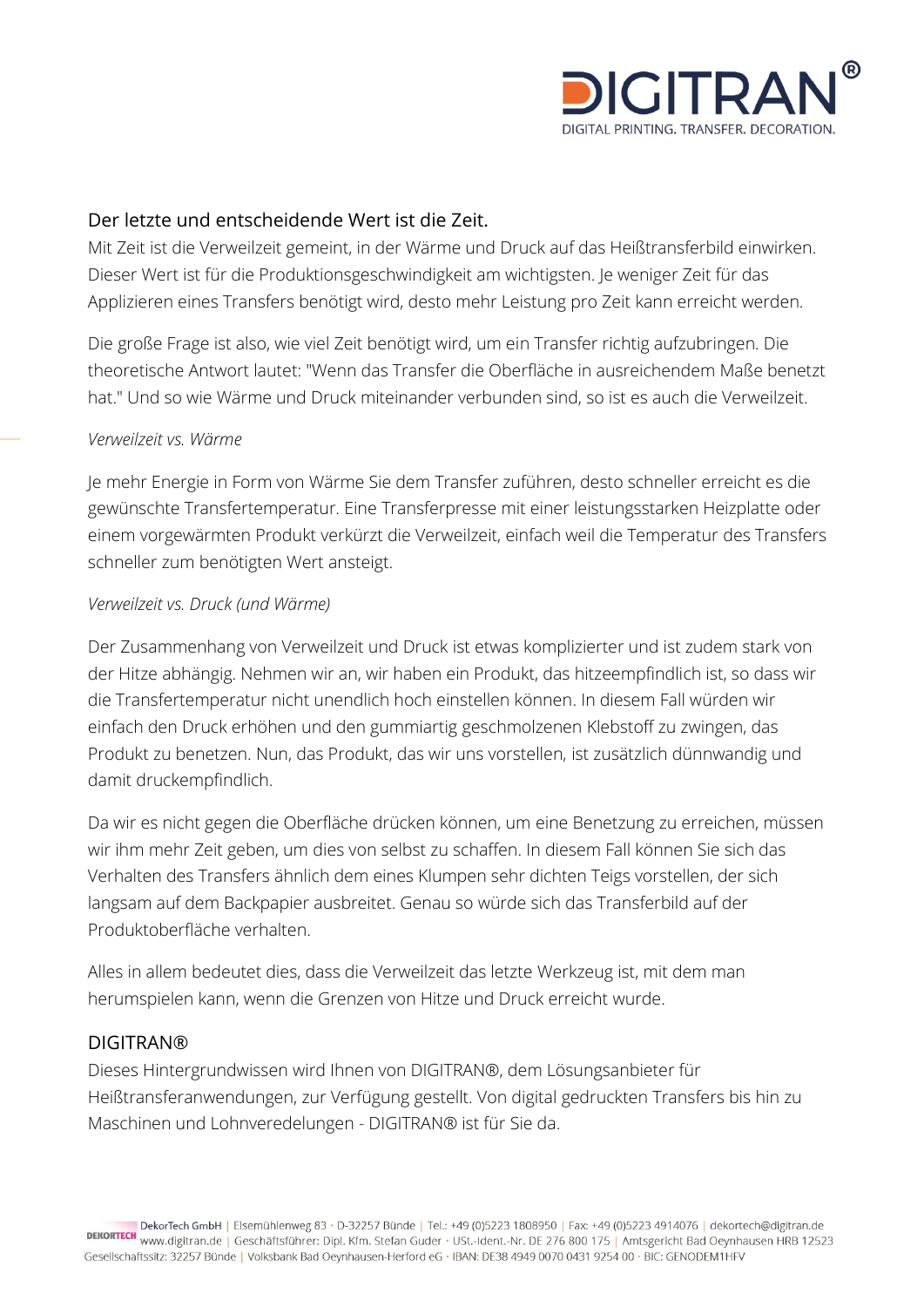## Der letzte und entscheidende Wert ist die Zeit.

Mit Zeit ist die Verweilzeit gemeint, in der Wärme und Druck auf das Heißtransferbild einwirken. Dieser Wert ist für die Produktionsgeschwindigkeit am wichtigsten. Je weniger Zeit für das Applizieren eines Transfers benötigt wird, desto mehr Leistung pro Zeit kann erreicht werden.

Die große Frage ist also, wie viel Zeit benötigt wird, um ein Transfer richtig aufzubringen. Die theoretische Antwort lautet: "Wenn das Transfer die Oberfläche in ausreichendem Maße benetzt hat." Und so wie Wärme und Druck miteinander verbunden sind, so ist es auch die Verweilzeit.

*Verweilzeit vs. Wärme*

Je mehr Energie in Form von Wärme Sie dem Transfer zuführen, desto schneller erreicht es die gewünschte Transfertemperatur. Eine Transferpresse mit einer leistungsstarken Heizplatte oder einem vorgewärmten Produkt verkürzt die Verweilzeit, einfach weil die Temperatur des Transfers schneller zum benötigten Wert ansteigt.

*Verweilzeit vs. Druck (und Wärme)*

Der Zusammenhang von Verweilzeit und Druck ist etwas komplizierter und ist zudem stark von der Hitze abhängig. Nehmen wir an, wir haben ein Produkt, das hitzeempfindlich ist, so dass wir die Transfertemperatur nicht unendlich hoch einstellen können. In diesem Fall würden wir einfach den Druck erhöhen und den gummiartig geschmolzenen Klebstoff zu zwingen, das Produkt zu benetzen. Nun, das Produkt, das wir uns vorstellen, ist zusätzlich dünnwandig und damit druckempfindlich.

Da wir es nicht gegen die Oberfläche drücken können, um eine Benetzung zu erreichen, müssen wir ihm mehr Zeit geben, um dies von selbst zu schaffen. In diesem Fall können Sie sich das Verhalten des Transfers ähnlich dem eines Klumpen sehr dichten Teigs vorstellen, der sich langsam auf dem Backpapier ausbreitet. Genau so würde sich das Transferbild auf der Produktoberfläche verhalten.

Alles in allem bedeutet dies, dass die Verweilzeit das letzte Werkzeug ist, mit dem man herumspielen kann, wenn die Grenzen von Hitze und Druck erreicht wurde.

## DIGITRAN®

Dieses Hintergrundwissen wird Ihnen von DIGITRAN®, dem Lösungsanbieter für Heißtransferanwendungen, zur Verfügung gestellt. Von digital gedruckten Transfers bis hin zu Maschinen und Lohnveredelungen - DIGITRAN® ist für Sie da.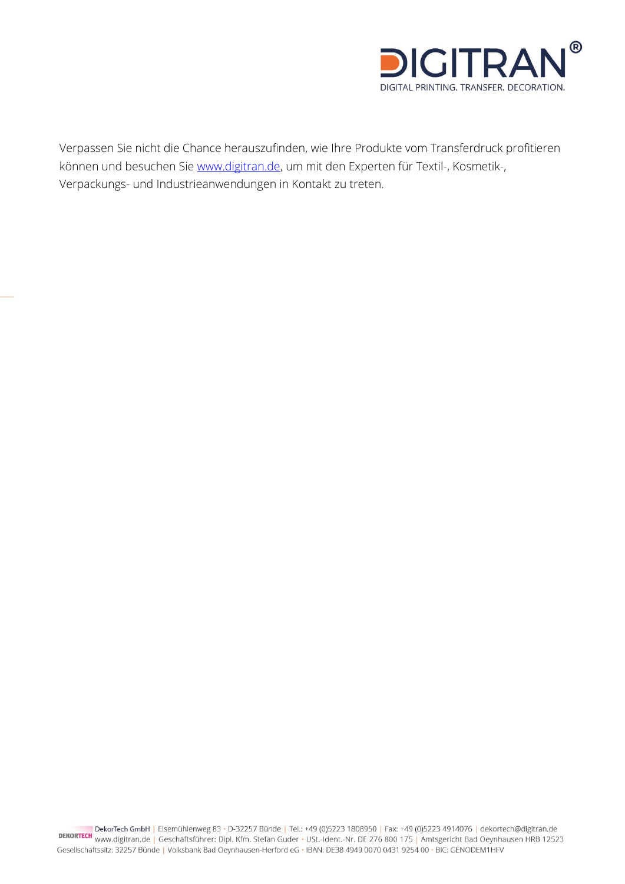Verpassen Sie nicht die Chance herauszufinden, wie Ihre Produkte vom Transferdruck profitieren können und besuchen Sie www.digitran.de, um mit den Experten für Textil-, Kosmetik-, Verpackungs- und Industrieanwendungen in Kontakt zu treten.